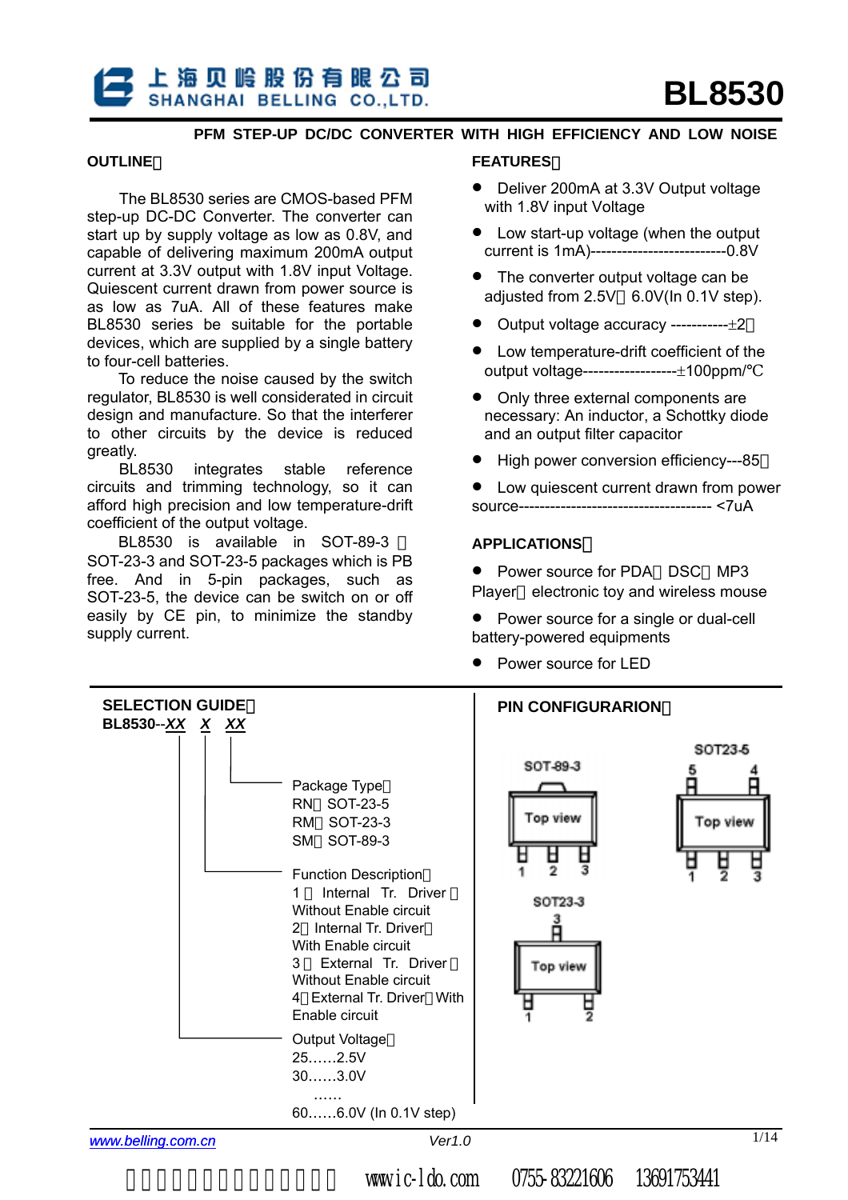上海贝岭股份有限公司
SHANGHAI BELLING CO.,LTD.

# BL8530

## PFM STEP-UP DC/DC CONVERTER WITH HIGH EFFICIENCY AND LOW NOISE

### OUTLINE：

The BL8530 series are CMOS-based PFM step-up DC-DC Converter. The converter can start up by supply voltage as low as 0.8V, and capable of delivering maximum 200mA output current at 3.3V output with 1.8V input Voltage. Quiescent current drawn from power source is as low as 7uA. All of these features make BL8530 series be suitable for the portable devices, which are supplied by a single battery to four-cell batteries.

To reduce the noise caused by the switch regulator, BL8530 is well considered in circuit design and manufacture. So that the interferer to other circuits by the device is reduced greatly.

BL8530 integrates stable reference circuits and trimming technology, so it can afford high precision and low temperature-drift coefficient of the output voltage.

BL8530 is available in SOT-89-3 ， SOT-23-3 and SOT-23-5 packages which is PB free. And in 5-pin packages, such as SOT-23-5, the device can be switch on or off easily by CE pin, to minimize the standby supply current.

### FEATURES：

- Deliver 200mA at 3.3V Output voltage with 1.8V input Voltage
- Low start-up voltage (when the output current is 1mA)-------------------------0.8V
- The converter output voltage can be adjusted from 2.5V～6.0V(In 0.1V step).
- Output voltage accuracy -----------±2％
- Low temperature-drift coefficient of the output voltage-----------------±100ppm/℃
- Only three external components are necessary: An inductor, a Schottky diode and an output filter capacitor
- High power conversion efficiency---85％
- Low quiescent current drawn from power source------------------------------------- <7uA

### APPLICATIONS：

- Power source for PDA、DSC、MP3 Player、electronic toy and wireless mouse
- Power source for a single or dual-cell battery-powered equipments
- Power source for LED

### SELECTION GUIDE：

BL8530--XX X XX

Package Type：
RN：SOT-23-5
RM：SOT-23-3
SM：SOT-89-3

Function Description：
1 ： Internal Tr. Driver ， Without Enable circuit
2：Internal Tr. Driver，With Enable circuit
3 ： External Tr. Driver ， Without Enable circuit
4：External Tr. Driver，With Enable circuit

Output Voltage：
25……2.5V
30……3.0V
……
60……6.0V (In 0.1V step)

### PIN CONFIGURARION：

SOT-89-3
Top view
1 2 3

SOT23-5
5 4
Top view
1 2 3

SOT23-3
3
Top view
1 2

www.belling.com.cn Ver1.0

www.ic-ldo.com 0755-83221606 13691753441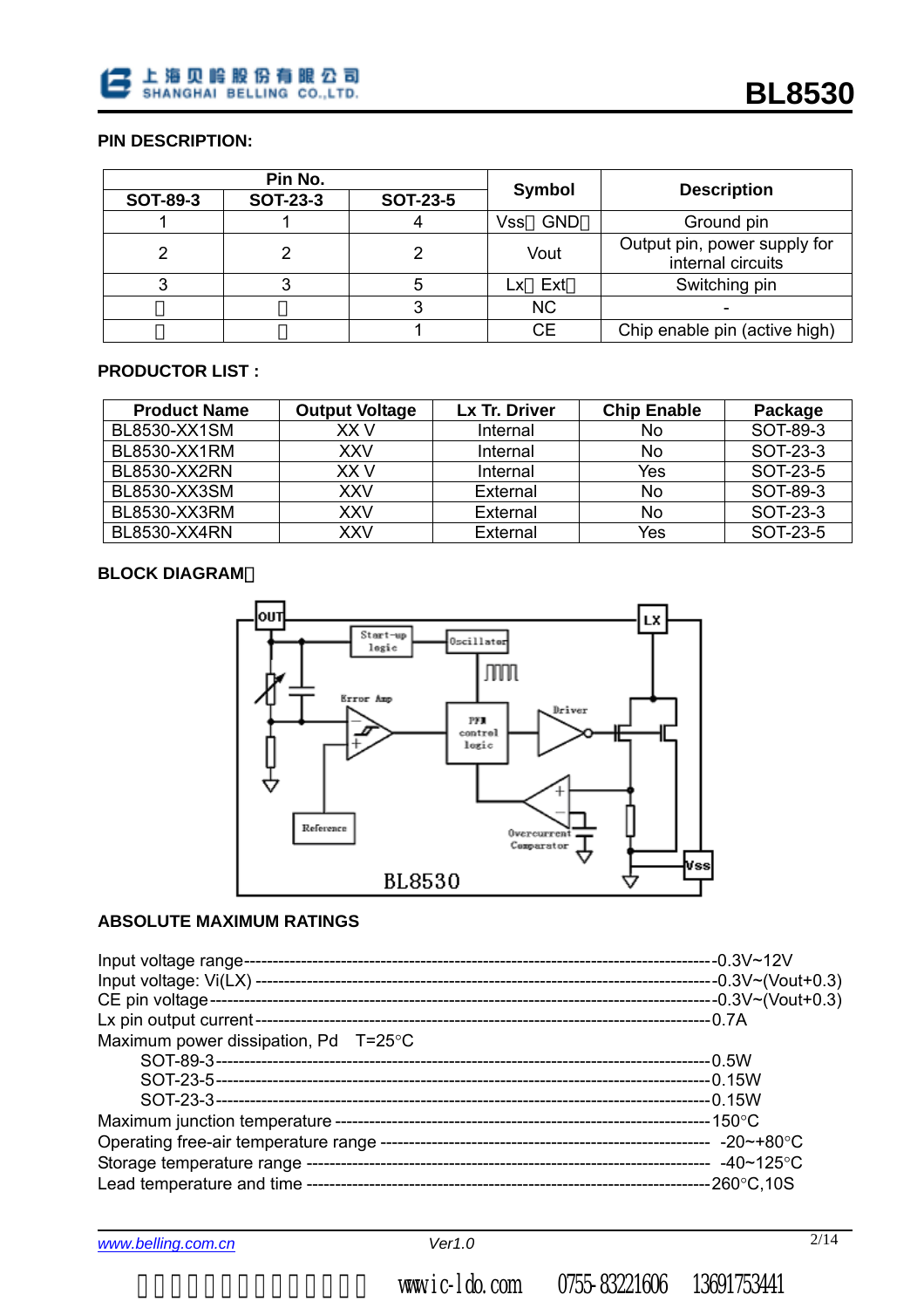### PIN DESCRIPTION:

| Pin No. | | | Symbol | Description |
|---|---|---|---|---|
| SOT-89-3 | SOT-23-3 | SOT-23-5 | | |
| 1 | 1 | 4 | Vss（GND） | Ground pin |
| 2 | 2 | 2 | Vout | Output pin, power supply for internal circuits |
| 3 | 3 | 5 | Lx（Ext） | Switching pin |
| － | － | 3 | NC | - |
| － | － | 1 | CE | Chip enable pin (active high) |

### PRODUCTOR LIST :

| Product Name | Output Voltage | Lx Tr. Driver | Chip Enable | Package |
|---|---|---|---|---|
| BL8530-XX1SM | XX V | Internal | No | SOT-89-3 |
| BL8530-XX1RM | XXV | Internal | No | SOT-23-3 |
| BL8530-XX2RN | XX V | Internal | Yes | SOT-23-5 |
| BL8530-XX3SM | XXV | External | No | SOT-89-3 |
| BL8530-XX3RM | XXV | External | No | SOT-23-3 |
| BL8530-XX4RN | XXV | External | Yes | SOT-23-5 |

### BLOCK DIAGRAM：

OUT
LX
Start-up logic
Oscillator
Error Amp
PFM control logic
Driver
Reference
Overcurrent Comparator
Vss
BL8530

### ABSOLUTE MAXIMUM RATINGS

Input voltage range------------------------------------------------------------------------------------------0.3V~12V
Input voltage: Vi(LX) ---------------------------------------------------------------------------------------0.3V~(Vout+0.3)
CE pin voltage------------------------------------------------------------------------------------------------0.3V~(Vout+0.3)
Lx pin output current-------------------------------------------------------------------------------------0.7A
Maximum power dissipation, Pd T=25°C
    SOT-89-3--------------------------------------------------------------------------------------------0.5W
    SOT-23-5--------------------------------------------------------------------------------------------0.15W
    SOT-23-3--------------------------------------------------------------------------------------------0.15W
Maximum junction temperature ------------------------------------------------------------------------150°C
Operating free-air temperature range -------------------------------------------------------------- -20~+80°C
Storage temperature range ---------------------------------------------------------------------------- -40~125°C
Lead temperature and time ----------------------------------------------------------------------------260°C,10S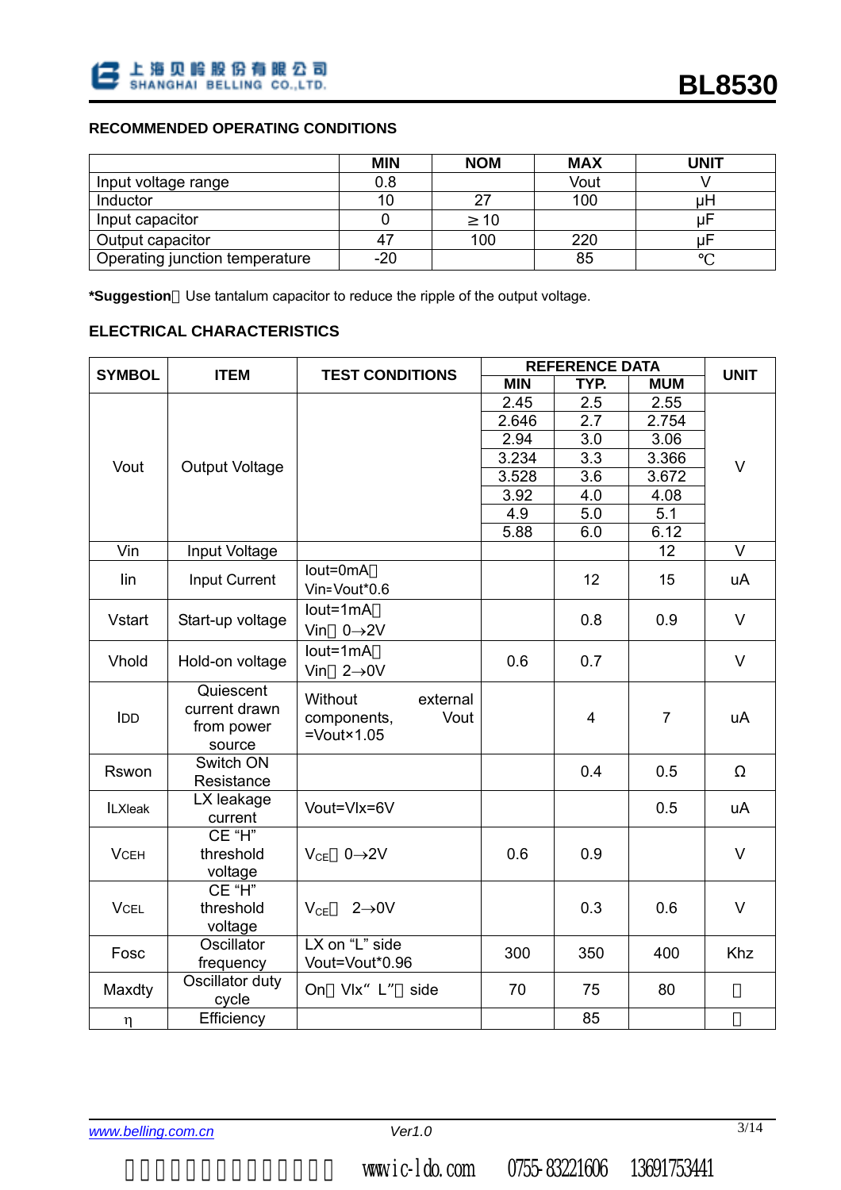## RECOMMENDED OPERATING CONDITIONS

| | MIN | NOM | MAX | UNIT |
|---|---|---|---|---|
| Input voltage range | 0.8 | | Vout | V |
| Inductor | 10 | 27 | 100 | μH |
| Input capacitor | 0 | ≥ 10 | | μF |
| Output capacitor | 47 | 100 | 220 | μF |
| Operating junction temperature | -20 | | 85 | ℃ |

**\*Suggestion**：Use tantalum capacitor to reduce the ripple of the output voltage.

## ELECTRICAL CHARACTERISTICS

| SYMBOL | ITEM | TEST CONDITIONS | REFERENCE DATA | | | UNIT |
|---|---|---|---|---|---|---|
| | | | MIN | TYP. | MUM | |
| Vout | Output Voltage | | 2.45 | 2.5 | 2.55 | V |
| | | | 2.646 | 2.7 | 2.754 | |
| | | | 2.94 | 3.0 | 3.06 | |
| | | | 3.234 | 3.3 | 3.366 | |
| | | | 3.528 | 3.6 | 3.672 | |
| | | | 3.92 | 4.0 | 4.08 | |
| | | | 4.9 | 5.0 | 5.1 | |
| | | | 5.88 | 6.0 | 6.12 | |
| Vin | Input Voltage | | | | 12 | V |
| Iin | Input Current | Iout=0mA，Vin=Vout\*0.6 | | 12 | 15 | uA |
| Vstart | Start-up voltage | Iout=1mA，Vin：0→2V | | 0.8 | 0.9 | V |
| Vhold | Hold-on voltage | Iout=1mA，Vin：2→0V | 0.6 | 0.7 | | V |
| IDD | Quiescent current drawn from power source | Without external components, Vout =Vout×1.05 | | 4 | 7 | uA |
| Rswon | Switch ON Resistance | | | 0.4 | 0.5 | Ω |
| ILXleak | LX leakage current | Vout=Vlx=6V | | | 0.5 | uA |
| VCEH | CE "H" threshold voltage | $V_{CE}$：0→2V | 0.6 | 0.9 | | V |
| VCEL | CE "H" threshold voltage | $V_{CE}$： 2→0V | | 0.3 | 0.6 | V |
| Fosc | Oscillator frequency | LX on "L" side Vout=Vout\*0.96 | 300 | 350 | 400 | Khz |
| Maxdty | Oscillator duty cycle | On（Vlx" L"）side | 70 | 75 | 80 | ％ |
| η | Efficiency | | | 85 | | ％ |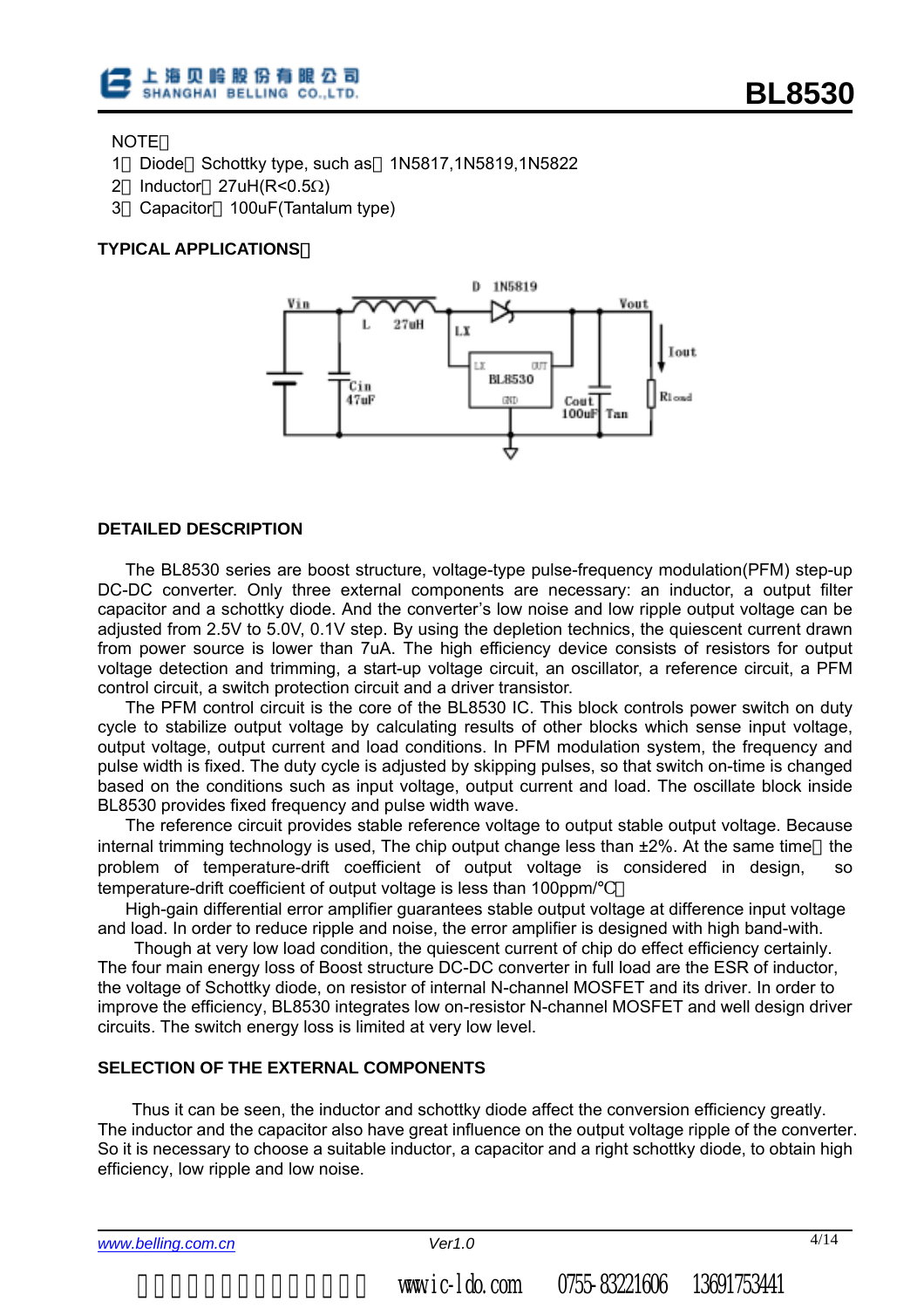NOTE：

1、Diode：Schottky type, such as：1N5817,1N5819,1N5822

2、Inductor：27uH(R<0.5Ω)

3、Capacitor：100uF(Tantalum type)

**TYPICAL APPLICATIONS：**

D 1N5819

Vin

L 27uH

LX

Vout

Iout

LX OUT

BL8530

GND

Cin 47uF

Cout 100uF Tan

Rload

## DETAILED DESCRIPTION

The BL8530 series are boost structure, voltage-type pulse-frequency modulation(PFM) step-up DC-DC converter. Only three external components are necessary: an inductor, a output filter capacitor and a schottky diode. And the converter's low noise and low ripple output voltage can be adjusted from 2.5V to 5.0V, 0.1V step. By using the depletion technics, the quiescent current drawn from power source is lower than 7uA. The high efficiency device consists of resistors for output voltage detection and trimming, a start-up voltage circuit, an oscillator, a reference circuit, a PFM control circuit, a switch protection circuit and a driver transistor.

The PFM control circuit is the core of the BL8530 IC. This block controls power switch on duty cycle to stabilize output voltage by calculating results of other blocks which sense input voltage, output voltage, output current and load conditions. In PFM modulation system, the frequency and pulse width is fixed. The duty cycle is adjusted by skipping pulses, so that switch on-time is changed based on the conditions such as input voltage, output current and load. The oscillate block inside BL8530 provides fixed frequency and pulse width wave.

The reference circuit provides stable reference voltage to output stable output voltage. Because internal trimming technology is used, The chip output change less than ±2%. At the same time，the problem of temperature-drift coefficient of output voltage is considered in design, so temperature-drift coefficient of output voltage is less than 100ppm/℃。

High-gain differential error amplifier guarantees stable output voltage at difference input voltage and load. In order to reduce ripple and noise, the error amplifier is designed with high band-with.

Though at very low load condition, the quiescent current of chip do effect efficiency certainly. The four main energy loss of Boost structure DC-DC converter in full load are the ESR of inductor, the voltage of Schottky diode, on resistor of internal N-channel MOSFET and its driver. In order to improve the efficiency, BL8530 integrates low on-resistor N-channel MOSFET and well design driver circuits. The switch energy loss is limited at very low level.

## SELECTION OF THE EXTERNAL COMPONENTS

Thus it can be seen, the inductor and schottky diode affect the conversion efficiency greatly. The inductor and the capacitor also have great influence on the output voltage ripple of the converter. So it is necessary to choose a suitable inductor, a capacitor and a right schottky diode, to obtain high efficiency, low ripple and low noise.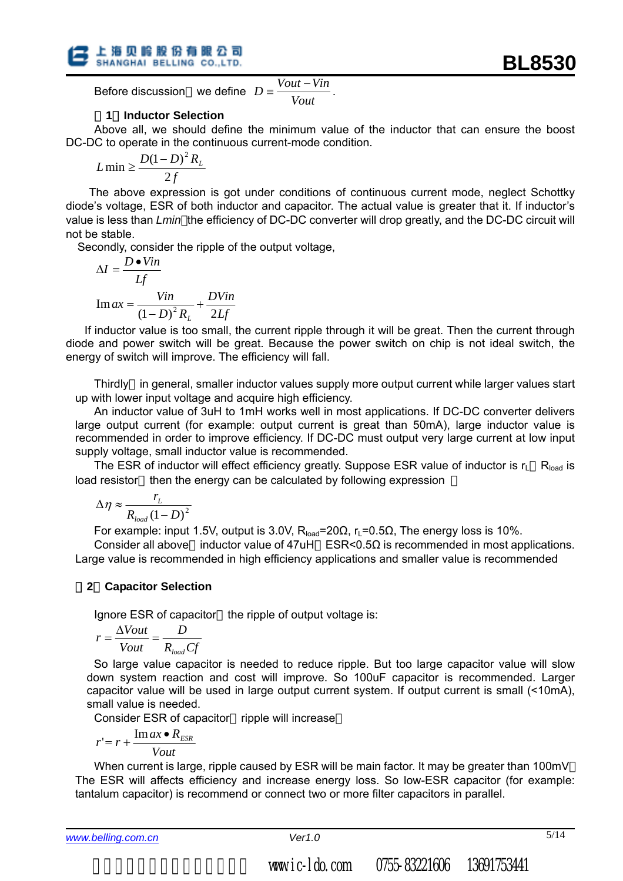Before discussion，we define $D \equiv \frac{Vout - Vin}{Vout}$.

### （1）Inductor Selection

Above all, we should define the minimum value of the inductor that can ensure the boost DC-DC to operate in the continuous current-mode condition.

$$L\min \geq \frac{D(1-D)^2 R_L}{2f}$$

The above expression is got under conditions of continuous current mode, neglect Schottky diode's voltage, ESR of both inductor and capacitor. The actual value is greater that it. If inductor's value is less than *Lmin*，the efficiency of DC-DC converter will drop greatly, and the DC-DC circuit will not be stable.

Secondly, consider the ripple of the output voltage,

$$\Delta I = \frac{D \bullet Vin}{Lf}$$

$$I\max = \frac{Vin}{(1-D)^2 R_L} + \frac{DVin}{2Lf}$$

If inductor value is too small, the current ripple through it will be great. Then the current through diode and power switch will be great. Because the power switch on chip is not ideal switch, the energy of switch will improve. The efficiency will fall.

Thirdly，in general, smaller inductor values supply more output current while larger values start up with lower input voltage and acquire high efficiency.

An inductor value of 3uH to 1mH works well in most applications. If DC-DC converter delivers large output current (for example: output current is great than 50mA), large inductor value is recommended in order to improve efficiency. If DC-DC must output very large current at low input supply voltage, small inductor value is recommended.

The ESR of inductor will effect efficiency greatly. Suppose ESR value of inductor is $r_L$，$R_{load}$ is load resistor，then the energy can be calculated by following expression ：

$$\Delta\eta \approx \frac{r_L}{R_{load}(1-D)^2}$$

For example: input 1.5V, output is 3.0V, $R_{load}$=20Ω, $r_L$=0.5Ω, The energy loss is 10%.

Consider all above，inductor value of 47uH，ESR<0.5Ω is recommended in most applications. Large value is recommended in high efficiency applications and smaller value is recommended

### （2）Capacitor Selection

Ignore ESR of capacitor，the ripple of output voltage is:

$$r = \frac{\Delta Vout}{Vout} = \frac{D}{R_{load}Cf}$$

So large value capacitor is needed to reduce ripple. But too large capacitor value will slow down system reaction and cost will improve. So 100uF capacitor is recommended. Larger capacitor value will be used in large output current system. If output current is small (<10mA), small value is needed.

Consider ESR of capacitor，ripple will increase：

$$r' = r + \frac{I\max \bullet R_{ESR}}{Vout}$$

When current is large, ripple caused by ESR will be main factor. It may be greater than 100mV。The ESR will affects efficiency and increase energy loss. So low-ESR capacitor (for example: tantalum capacitor) is recommend or connect two or more filter capacitors in parallel.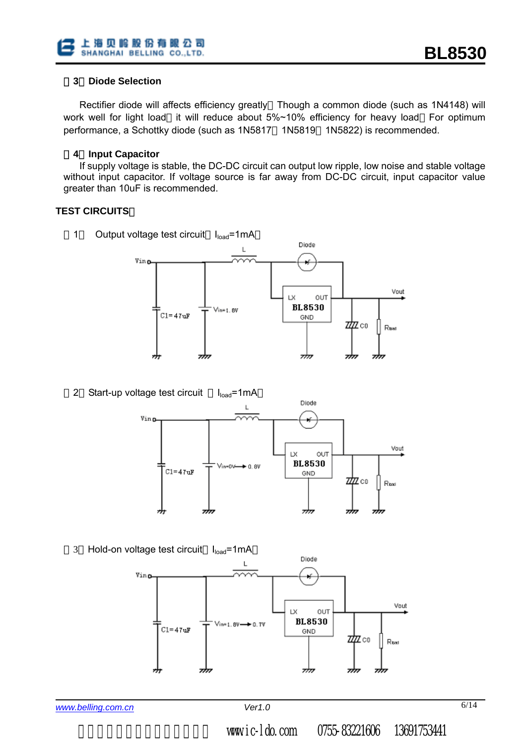**（3）Diode Selection**

Rectifier diode will affects efficiency greatly，Though a common diode (such as 1N4148) will work well for light load，it will reduce about 5%~10% efficiency for heavy load，For optimum performance, a Schottky diode (such as 1N5817、1N5819、1N5822) is recommended.

**（4）Input Capacitor**

If supply voltage is stable, the DC-DC circuit can output low ripple, low noise and stable voltage without input capacitor. If voltage source is far away from DC-DC circuit, input capacitor value greater than 10uF is recommended.

**TEST CIRCUITS：**

（1） Output voltage test circuit（$I_{load}$=1mA）

（2）Start-up voltage test circuit （$I_{load}$=1mA）

（3）Hold-on voltage test circuit（$I_{load}$=1mA）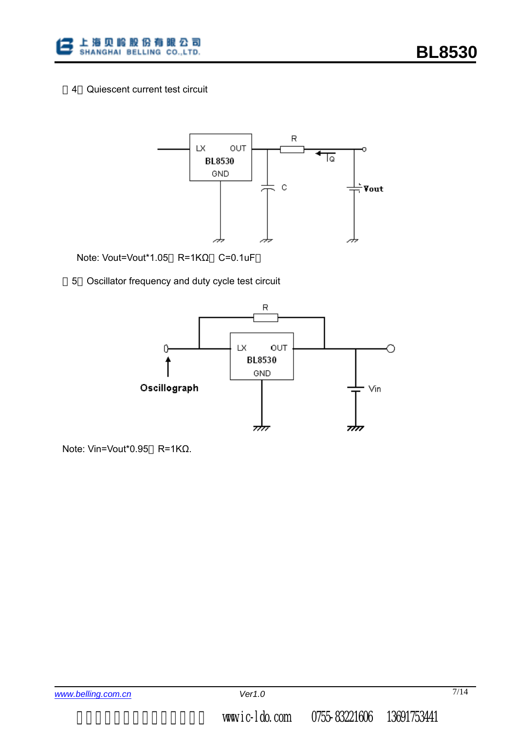（4）Quiescent current test circuit

LX OUT
BL8530
GND
R
IQ
C
Vout

Note: Vout=Vout*1.05， R=1KΩ， C=0.1uF。

（5）Oscillator frequency and duty cycle test circuit

R
LX OUT
BL8530
GND
Oscillograph
Vin

Note: Vin=Vout*0.95， R=1KΩ.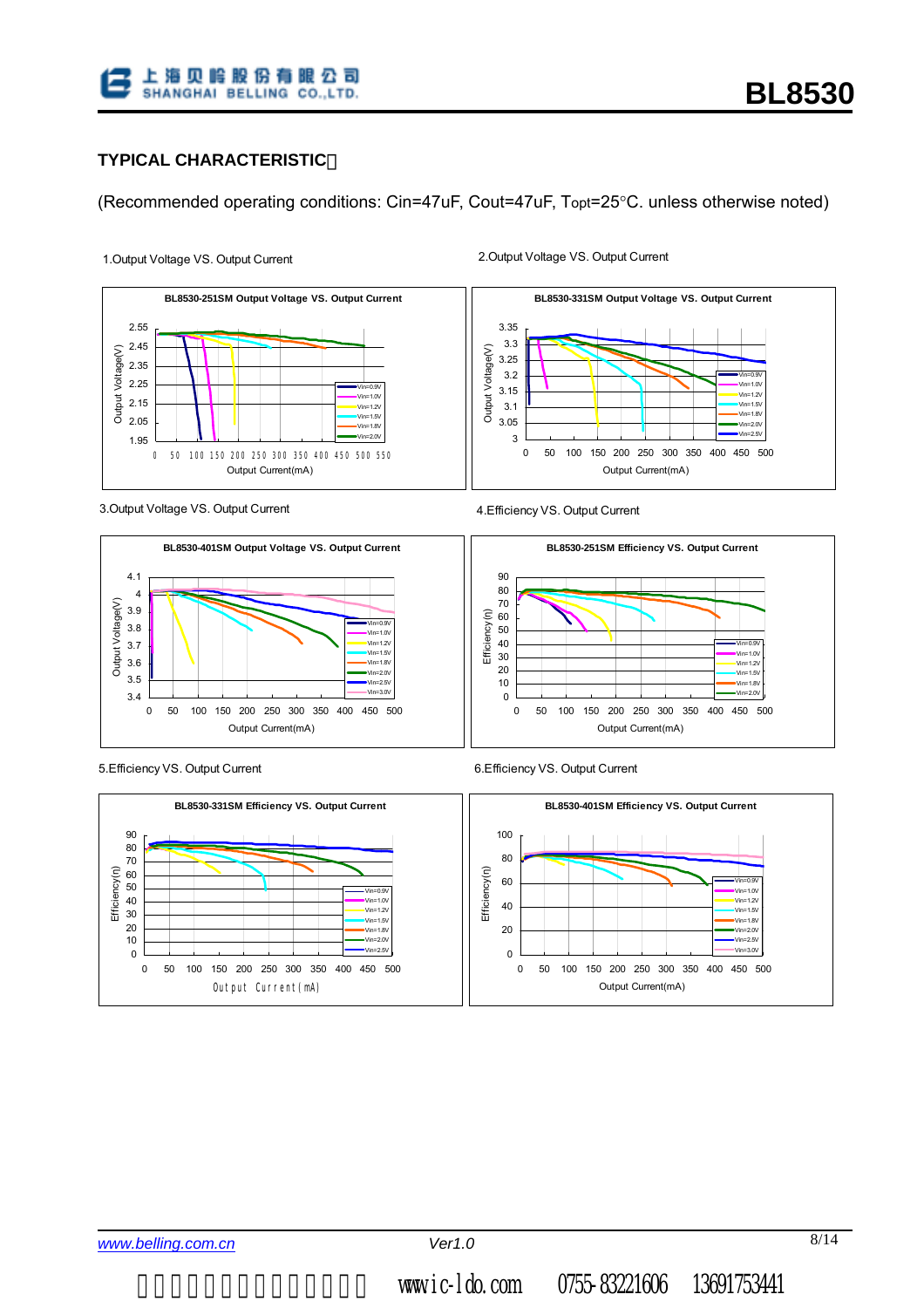## TYPICAL CHARACTERISTIC：

(Recommended operating conditions: Cin=47uF, Cout=47uF, Topt=25°C. unless otherwise noted)

1.Output Voltage VS. Output Current

BL8530-251SM Output Voltage VS. Output Current

Output Voltage(V)

2.55
2.45
2.35
2.25
2.15
2.05
1.95

0 50 100 150 200 250 300 350 400 450 500 550

Output Current(mA)

Vin=0.9V
Vin=1.0V
Vin=1.2V
Vin=1.5V
Vin=1.8V
Vin=2.0V

2.Output Voltage VS. Output Current

BL8530-331SM Output Voltage VS. Output Current

Output Voltage(V)

3.35
3.3
3.25
3.2
3.15
3.1
3.05
3

0 50 100 150 200 250 300 350 400 450 500

Output Current(mA)

Vin=0.9V
Vin=1.0V
Vin=1.2V
Vin=1.5V
Vin=1.8V
Vin=2.0V
Vin=2.5V

3.Output Voltage VS. Output Current

BL8530-401SM Output Voltage VS. Output Current

Output Voltage(V)

4.1
4
3.9
3.8
3.7
3.6
3.5
3.4

0 50 100 150 200 250 300 350 400 450 500

Output Current(mA)

Vin=0.9V
Vin=1.0V
Vin=1.2V
Vin=1.5V
Vin=1.8V
Vin=2.0V
Vin=2.5V
Vin=3.0V

4.Efficiency VS. Output Current

BL8530-251SM Efficiency VS. Output Current

Efficiency(η)

90
80
70
60
50
40
30
20
10
0

0 50 100 150 200 250 300 350 400 450 500

Output Current(mA)

Vin=0.9V
Vin=1.0V
Vin=1.2V
Vin=1.5V
Vin=1.8V
Vin=2.0V

5.Efficiency VS. Output Current

BL8530-331SM Efficiency VS. Output Current

Efficiency(η)

90
80
70
60
50
40
30
20
10
0

0 50 100 150 200 250 300 350 400 450 500

Output Current(mA)

Vin=0.9V
Vin=1.0V
Vin=1.2V
Vin=1.5V
Vin=1.8V
Vin=2.0V
Vin=2.5V

6.Efficiency VS. Output Current

BL8530-401SM Efficiency VS. Output Current

Efficiency(η)

100
80
60
40
20
0

0 50 100 150 200 250 300 350 400 450 500

Output Current(mA)

Vin=0.9V
Vin=1.0V
Vin=1.2V
Vin=1.5V
Vin=1.8V
Vin=2.0V
Vin=2.5V
Vin=3.0V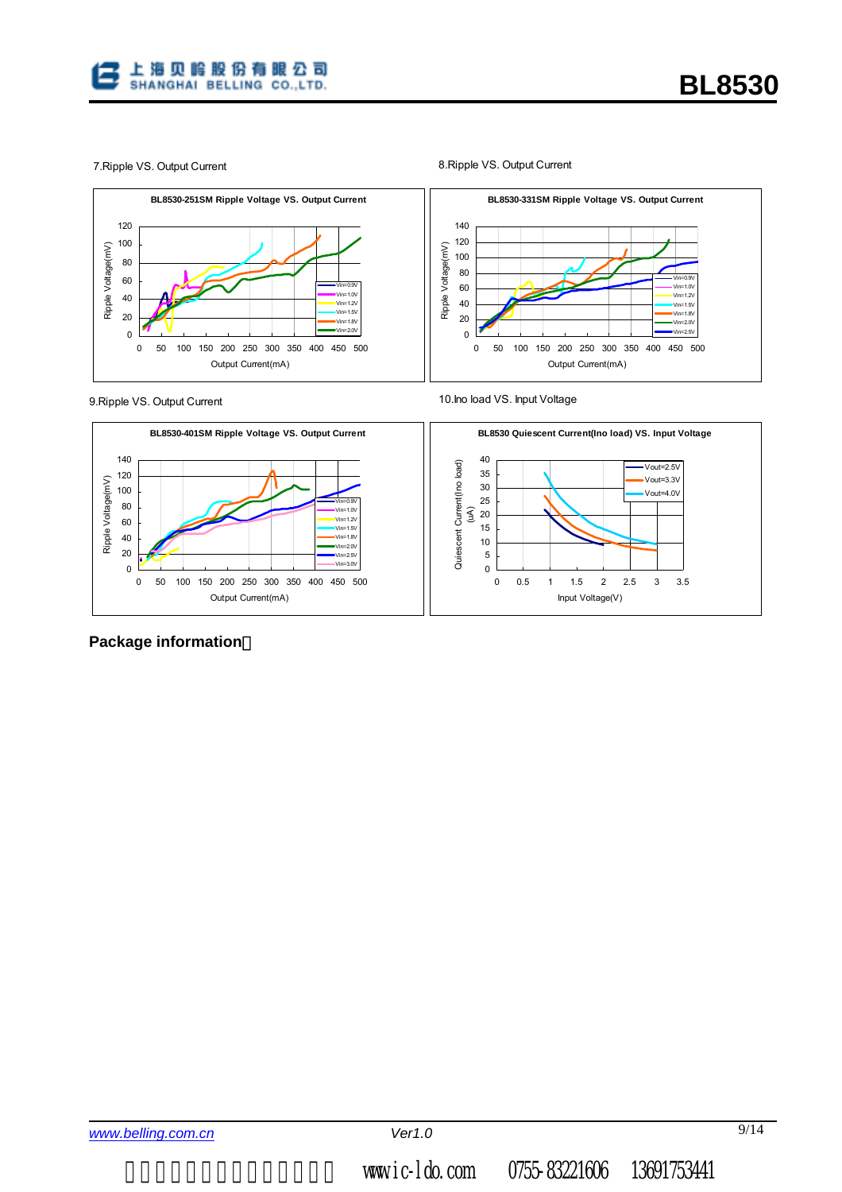7.Ripple VS. Output Current

BL8530-251SM Ripple Voltage VS. Output Current

Ripple Voltage(mV)

120
100
80
60
40
20
0

0 50 100 150 200 250 300 350 400 450 500

Output Current(mA)

Vin=0.9V
Vin=1.0V
Vin=1.2V
Vin=1.5V
Vin=1.8V
Vin=2.0V

8.Ripple VS. Output Current

BL8530-331SM Ripple Voltage VS. Output Current

Ripple Voltage(mV)

140
120
100
80
60
40
20
0

0 50 100 150 200 250 300 350 400 450 500

Output Current(mA)

Vin=0.9V
Vin=1.0V
Vin=1.2V
Vin=1.5V
Vin=1.8V
Vin=2.0V
Vin=2.5V

9.Ripple VS. Output Current

BL8530-401SM Ripple Voltage VS. Output Current

Ripple Voltage(mV)

140
120
100
80
60
40
20
0

0 50 100 150 200 250 300 350 400 450 500

Output Current(mA)

Vin=0.9V
Vin=1.0V
Vin=1.2V
Vin=1.5V
Vin=1.8V
Vin=2.0V
Vin=2.5V
Vin=3.0V

10.Ino load VS. Input Voltage

BL8530 Quiescent Current(Ino load) VS. Input Voltage

Quiescent Current(Ino load) (uA)

40
35
30
25
20
15
10
5
0

0 0.5 1 1.5 2 2.5 3 3.5

Input Voltage(V)

Vout=2.5V
Vout=3.3V
Vout=4.0V

**Package information：**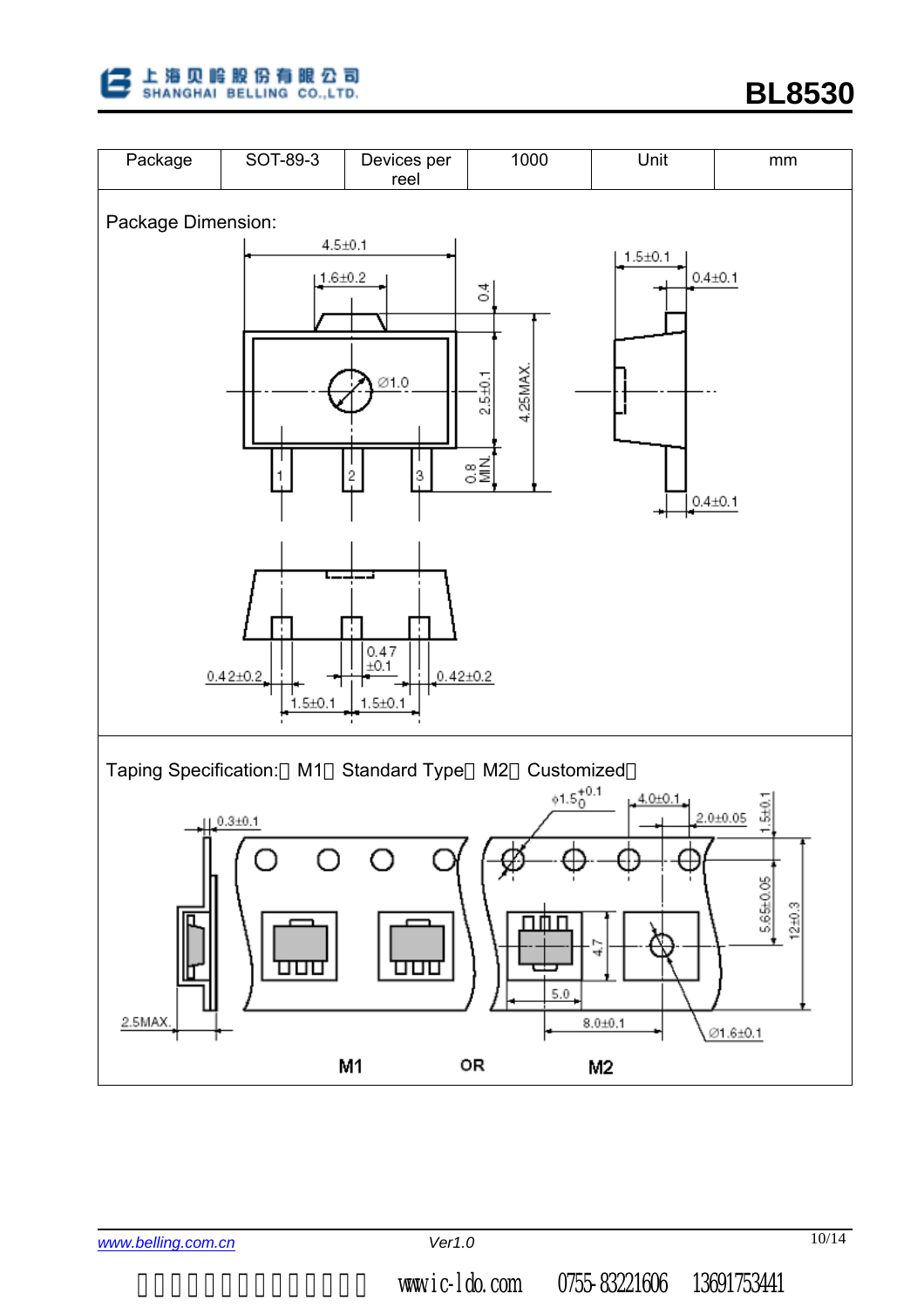| Package | SOT-89-3 | Devices per reel | 1000 | Unit | mm |
|---|---|---|---|---|---|

Package Dimension:

4.5±0.1
1.6±0.2
0.4
Ø1.0
2.5±0.1
4.25MAX.
0.8 MIN.
1
2
3
1.5±0.1
0.4±0.1
0.4±0.1
0.42±0.2
0.47 ±0.1
0.42±0.2
1.5±0.1
1.5±0.1

Taping Specification: M1 Standard Type M2 Customized

0.3±0.1
2.5MAX.
φ1.5 +0.1 0
4.0±0.1
2.0±0.05
1.5±0.1
5.65±0.05
12±0.3
4.7
5.0
8.0±0.1
Ø1.6±0.1
M1
OR
M2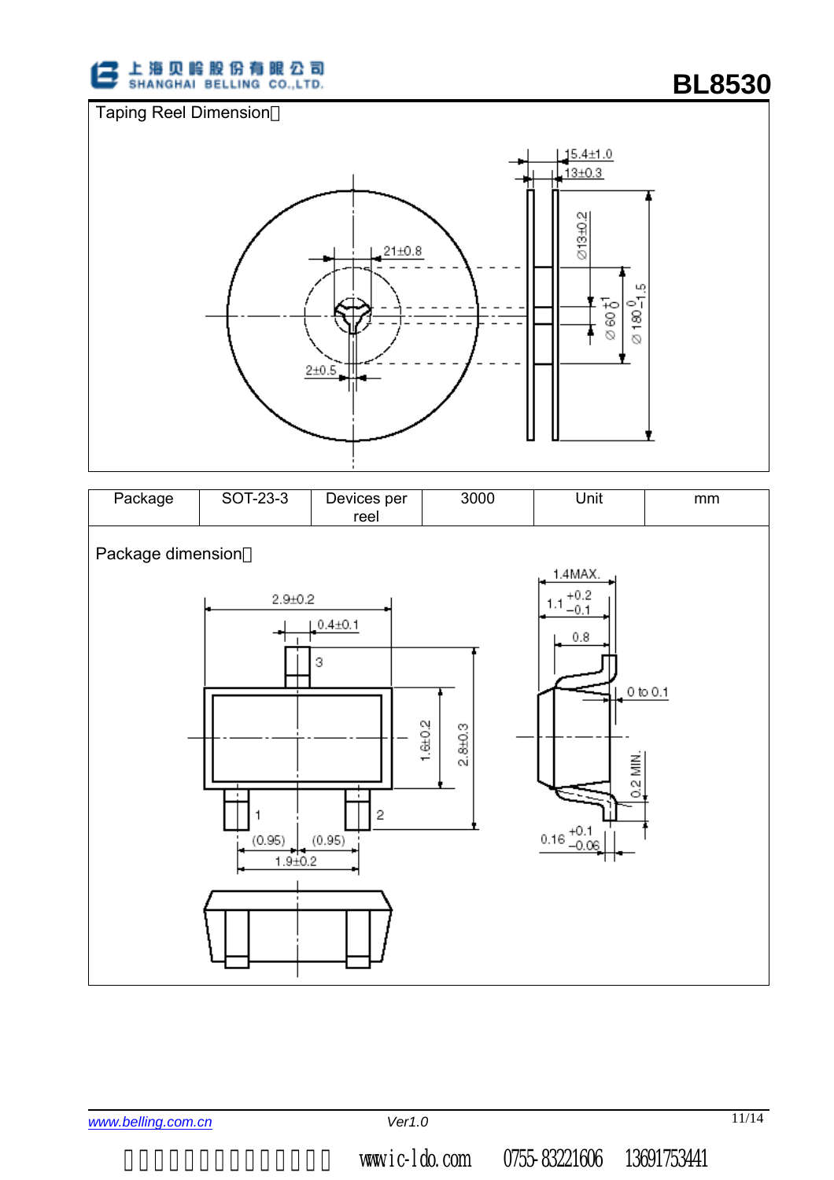Taping Reel Dimension：

15.4±1.0
13±0.3
21±0.8
Ø13±0.2
Ø 60 $^{+1}_{0}$
Ø 180 $^{0}_{-1.5}$
2±0.5

| Package | SOT-23-3 | Devices per reel | 3000 | Unit | mm |
|---|---|---|---|---|---|

Package dimension：

2.9±0.2
0.4±0.1
3
1.6±0.2
2.8±0.3
1
2
(0.95)
(0.95)
1.9±0.2
1.4MAX.
1.1 $^{+0.2}_{-0.1}$
0.8
0 to 0.1
0.2 MIN.
0.16 $^{+0.1}_{-0.06}$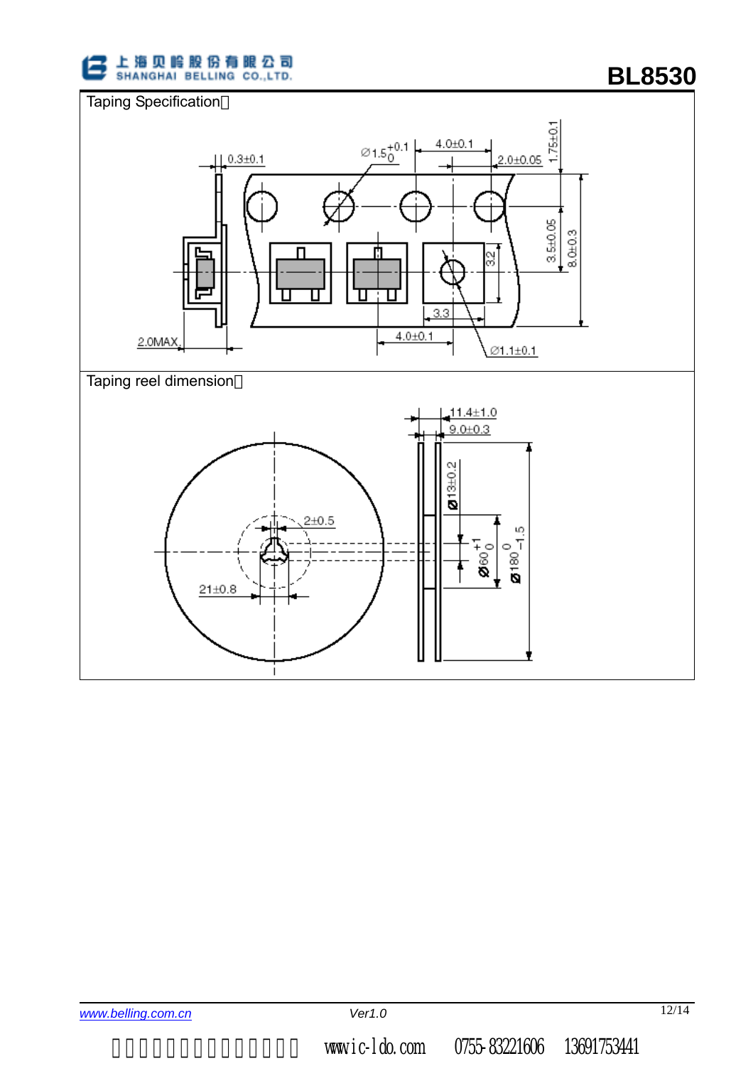Taping Specification：

Ø1.5 +0.1/0

4.0±0.1

0.3±0.1

2.0±0.05

1.75±0.1

3.5±0.05

8.0±0.3

3.2

3.3

2.0MAX

4.0±0.1

Ø1.1±0.1

Taping reel dimension：

11.4±1.0

9.0±0.3

Ø13±0.2

2±0.5

Ø60 +1/0

Ø180 0/-1.5

21±0.8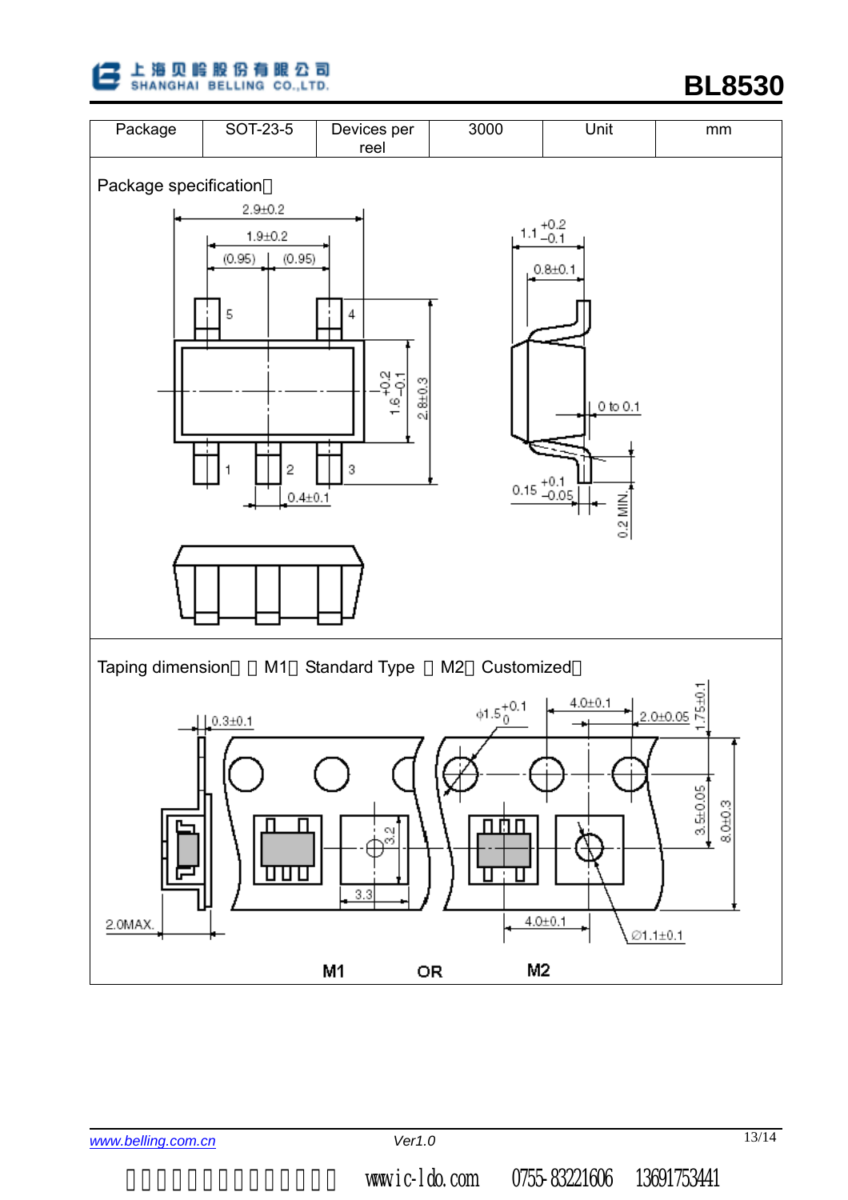| Package | SOT-23-5 | Devices per reel | 3000 | Unit | mm |
|---|---|---|---|---|---|

Package specification：

2.9±0.2
1.9±0.2
(0.95)
(0.95)
5
4
1
2
3
0.4±0.1
1.6 +0.2 −0.1
2.8±0.3
1.1 +0.2 −0.1
0.8±0.1
0 to 0.1
0.15 +0.1 −0.05
0.2 MIN.

Taping dimension： M1：Standard Type M2：Customized：

0.3±0.1
2.0MAX.
3.2
3.3
ϕ1.5 +0.1 0
4.0±0.1
2.0±0.05
1.75±0.1
3.5±0.05
8.0±0.3
4.0±0.1
Ø1.1±0.1

M1 OR M2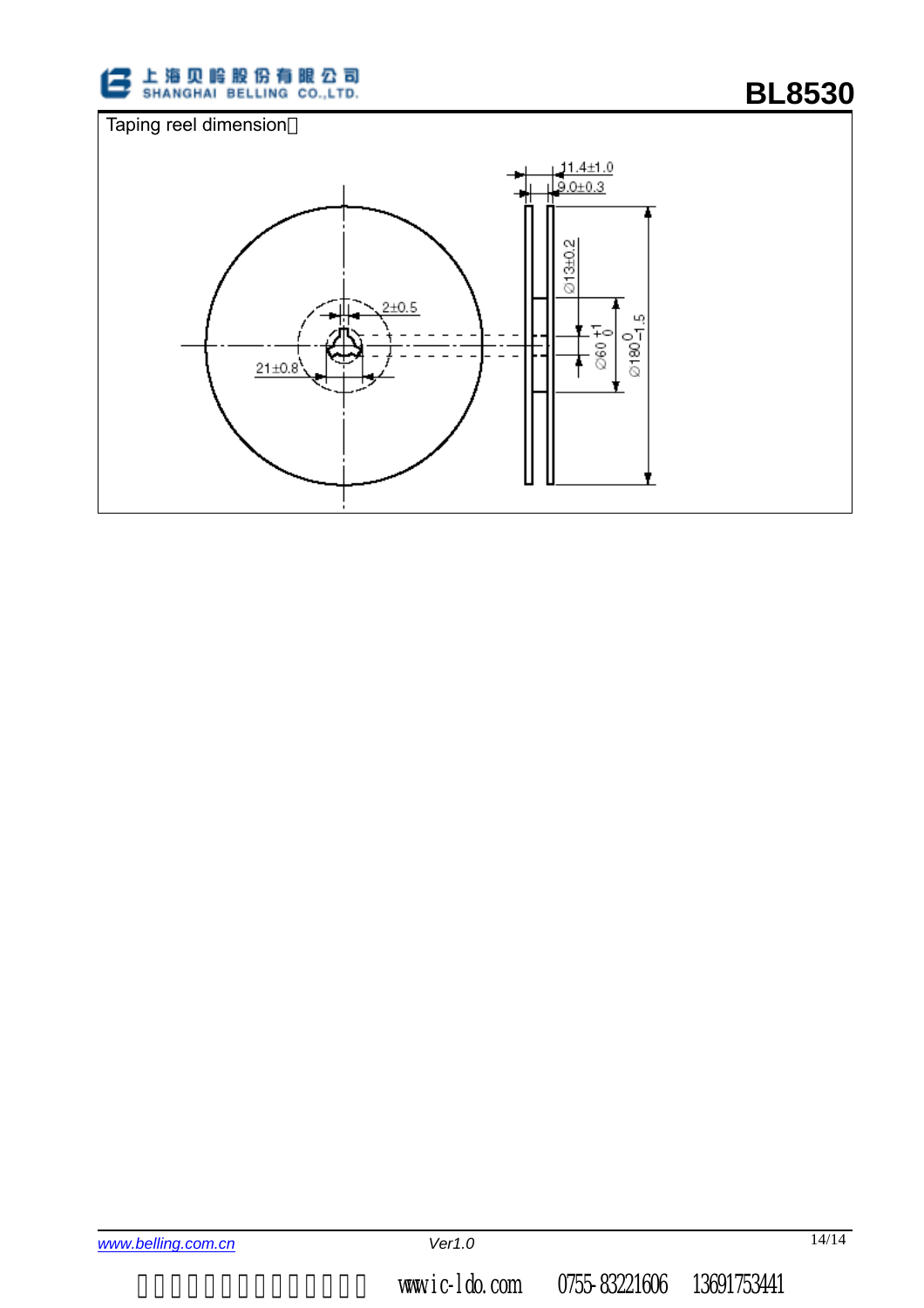Taping reel dimension：

11.4±1.0

9.0±0.3

Ø13±0.2

2±0.5

21±0.8

Ø60 $^{+1}_{0}$

Ø180 $^{0}_{-1.5}$